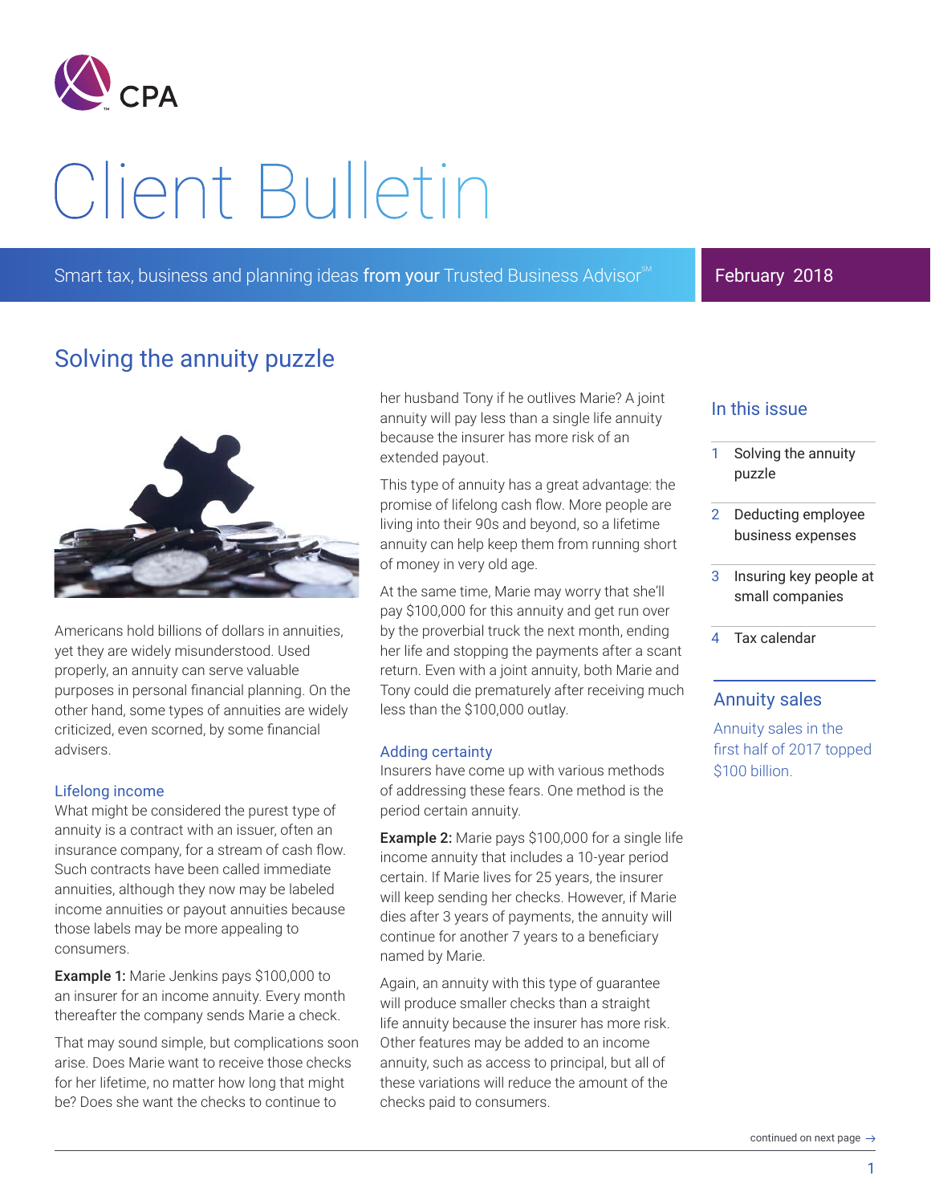# Client Bulletin

Smart tax, business and planning ideas from your Trusted Business Advisor℠

February 2018

## Solving the annuity puzzle

Americans hold billions of dollars in annuities, yet they are widely misunderstood. Used properly, an annuity can serve valuable purposes in personal financial planning. On the other hand, some types of annuities are widely criticized, even scorned, by some financial advisers.

### Lifelong income

What might be considered the purest type of annuity is a contract with an issuer, often an insurance company, for a stream of cash flow. Such contracts have been called immediate annuities, although they now may be labeled income annuities or payout annuities because those labels may be more appealing to consumers.

**Example 1:** Marie Jenkins pays $100,000 to an insurer for an income annuity. Every month thereafter the company sends Marie a check.

That may sound simple, but complications soon arise. Does Marie want to receive those checks for her lifetime, no matter how long that might be? Does she want the checks to continue to her husband Tony if he outlives Marie? A joint annuity will pay less than a single life annuity because the insurer has more risk of an extended payout.

This type of annuity has a great advantage: the promise of lifelong cash flow. More people are living into their 90s and beyond, so a lifetime annuity can help keep them from running short of money in very old age.

At the same time, Marie may worry that she'll pay $100,000 for this annuity and get run over by the proverbial truck the next month, ending her life and stopping the payments after a scant return. Even with a joint annuity, both Marie and Tony could die prematurely after receiving much less than the $100,000 outlay.

### Adding certainty

Insurers have come up with various methods of addressing these fears. One method is the period certain annuity.

**Example 2:** Marie pays $100,000 for a single life income annuity that includes a 10-year period certain. If Marie lives for 25 years, the insurer will keep sending her checks. However, if Marie dies after 3 years of payments, the annuity will continue for another 7 years to a beneficiary named by Marie.

Again, an annuity with this type of guarantee will produce smaller checks than a straight life annuity because the insurer has more risk. Other features may be added to an income annuity, such as access to principal, but all of these variations will reduce the amount of the checks paid to consumers.

continued on next page →

### In this issue

1. Solving the annuity puzzle
2. Deducting employee business expenses
3. Insuring key people at small companies
4. Tax calendar

### Annuity sales

Annuity sales in the first half of 2017 topped $100 billion.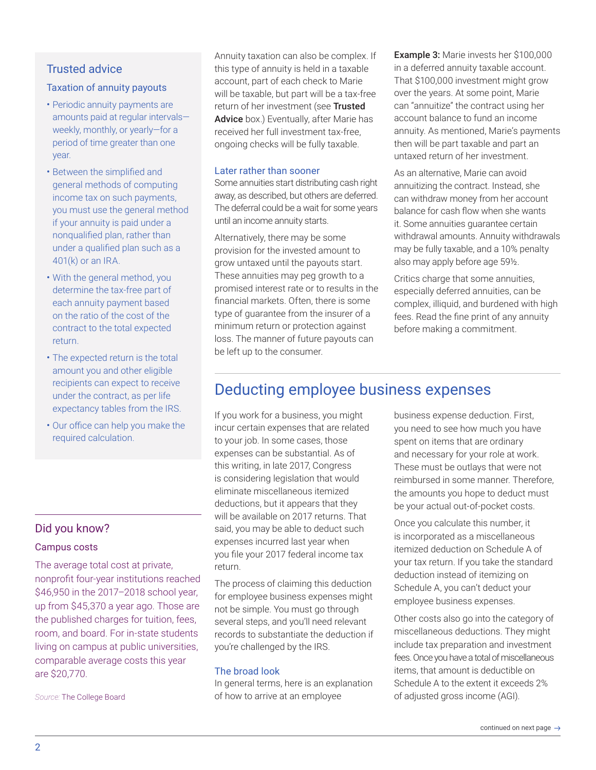## Trusted advice

### Taxation of annuity payouts

- Periodic annuity payments are amounts paid at regular intervals—weekly, monthly, or yearly—for a period of time greater than one year.
- Between the simplified and general methods of computing income tax on such payments, you must use the general method if your annuity is paid under a nonqualified plan, rather than under a qualified plan such as a 401(k) or an IRA.
- With the general method, you determine the tax-free part of each annuity payment based on the ratio of the cost of the contract to the total expected return.
- The expected return is the total amount you and other eligible recipients can expect to receive under the contract, as per life expectancy tables from the IRS.
- Our office can help you make the required calculation.

Annuity taxation can also be complex. If this type of annuity is held in a taxable account, part of each check to Marie will be taxable, but part will be a tax-free return of her investment (see **Trusted Advice** box.) Eventually, after Marie has received her full investment tax-free, ongoing checks will be fully taxable.

### Later rather than sooner

Some annuities start distributing cash right away, as described, but others are deferred. The deferral could be a wait for some years until an income annuity starts.

Alternatively, there may be some provision for the invested amount to grow untaxed until the payouts start. These annuities may peg growth to a promised interest rate or to results in the financial markets. Often, there is some type of guarantee from the insurer of a minimum return or protection against loss. The manner of future payouts can be left up to the consumer.

**Example 3:** Marie invests her $100,000 in a deferred annuity taxable account. That $100,000 investment might grow over the years. At some point, Marie can "annuitize" the contract using her account balance to fund an income annuity. As mentioned, Marie's payments then will be part taxable and part an untaxed return of her investment.

As an alternative, Marie can avoid annuitizing the contract. Instead, she can withdraw money from her account balance for cash flow when she wants it. Some annuities guarantee certain withdrawal amounts. Annuity withdrawals may be fully taxable, and a 10% penalty also may apply before age 59½.

Critics charge that some annuities, especially deferred annuities, can be complex, illiquid, and burdened with high fees. Read the fine print of any annuity before making a commitment.

## Did you know?

### Campus costs

The average total cost at private, nonprofit four-year institutions reached $46,950 in the 2017–2018 school year, up from $45,370 a year ago. Those are the published charges for tuition, fees, room, and board. For in-state students living on campus at public universities, comparable average costs this year are $20,770.

*Source:* The College Board

# Deducting employee business expenses

If you work for a business, you might incur certain expenses that are related to your job. In some cases, those expenses can be substantial. As of this writing, in late 2017, Congress is considering legislation that would eliminate miscellaneous itemized deductions, but it appears that they will be available on 2017 returns. That said, you may be able to deduct such expenses incurred last year when you file your 2017 federal income tax return.

The process of claiming this deduction for employee business expenses might not be simple. You must go through several steps, and you'll need relevant records to substantiate the deduction if you're challenged by the IRS.

### The broad look

In general terms, here is an explanation of how to arrive at an employee business expense deduction. First, you need to see how much you have spent on items that are ordinary and necessary for your role at work. These must be outlays that were not reimbursed in some manner. Therefore, the amounts you hope to deduct must be your actual out-of-pocket costs.

Once you calculate this number, it is incorporated as a miscellaneous itemized deduction on Schedule A of your tax return. If you take the standard deduction instead of itemizing on Schedule A, you can't deduct your employee business expenses.

Other costs also go into the category of miscellaneous deductions. They might include tax preparation and investment fees. Once you have a total of miscellaneous items, that amount is deductible on Schedule A to the extent it exceeds 2% of adjusted gross income (AGI).

continued on next page →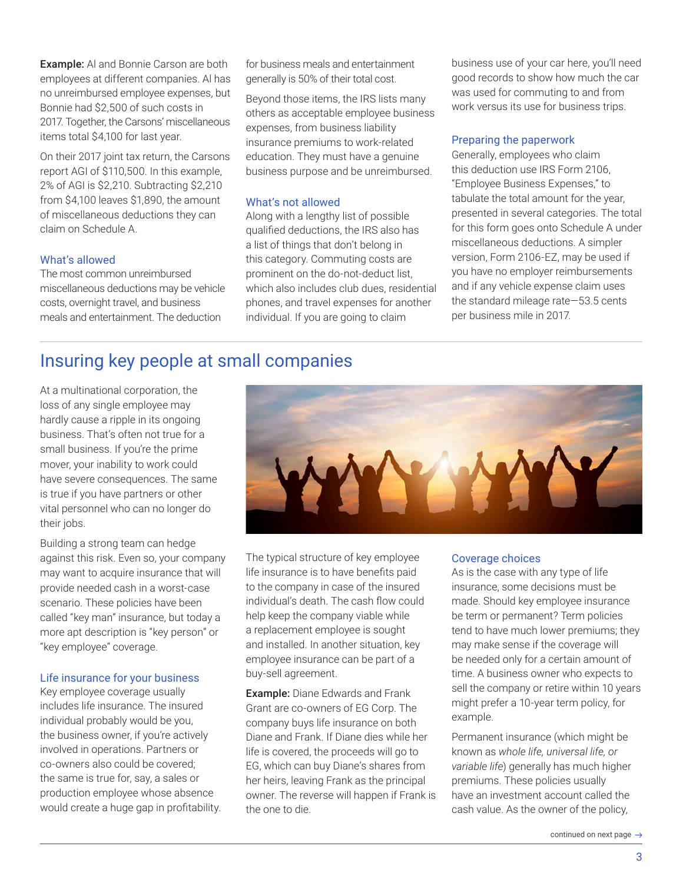**Example:** Al and Bonnie Carson are both employees at different companies. Al has no unreimbursed employee expenses, but Bonnie had $2,500 of such costs in 2017. Together, the Carsons' miscellaneous items total $4,100 for last year.

On their 2017 joint tax return, the Carsons report AGI of $110,500. In this example, 2% of AGI is $2,210. Subtracting $2,210 from $4,100 leaves $1,890, the amount of miscellaneous deductions they can claim on Schedule A.

### What's allowed

The most common unreimbursed miscellaneous deductions may be vehicle costs, overnight travel, and business meals and entertainment. The deduction for business meals and entertainment generally is 50% of their total cost.

Beyond those items, the IRS lists many others as acceptable employee business expenses, from business liability insurance premiums to work-related education. They must have a genuine business purpose and be unreimbursed.

### What's not allowed

Along with a lengthy list of possible qualified deductions, the IRS also has a list of things that don't belong in this category. Commuting costs are prominent on the do-not-deduct list, which also includes club dues, residential phones, and travel expenses for another individual. If you are going to claim business use of your car here, you'll need good records to show how much the car was used for commuting to and from work versus its use for business trips.

### Preparing the paperwork

Generally, employees who claim this deduction use IRS Form 2106, "Employee Business Expenses," to tabulate the total amount for the year, presented in several categories. The total for this form goes onto Schedule A under miscellaneous deductions. A simpler version, Form 2106-EZ, may be used if you have no employer reimbursements and if any vehicle expense claim uses the standard mileage rate—53.5 cents per business mile in 2017.

## Insuring key people at small companies

At a multinational corporation, the loss of any single employee may hardly cause a ripple in its ongoing business. That's often not true for a small business. If you're the prime mover, your inability to work could have severe consequences. The same is true if you have partners or other vital personnel who can no longer do their jobs.

Building a strong team can hedge against this risk. Even so, your company may want to acquire insurance that will provide needed cash in a worst-case scenario. These policies have been called "key man" insurance, but today a more apt description is "key person" or "key employee" coverage.

### Life insurance for your business

Key employee coverage usually includes life insurance. The insured individual probably would be you, the business owner, if you're actively involved in operations. Partners or co-owners also could be covered; the same is true for, say, a sales or production employee whose absence would create a huge gap in profitability.

The typical structure of key employee life insurance is to have benefits paid to the company in case of the insured individual's death. The cash flow could help keep the company viable while a replacement employee is sought and installed. In another situation, key employee insurance can be part of a buy-sell agreement.

**Example:** Diane Edwards and Frank Grant are co-owners of EG Corp. The company buys life insurance on both Diane and Frank. If Diane dies while her life is covered, the proceeds will go to EG, which can buy Diane's shares from her heirs, leaving Frank as the principal owner. The reverse will happen if Frank is the one to die.

### Coverage choices

As is the case with any type of life insurance, some decisions must be made. Should key employee insurance be term or permanent? Term policies tend to have much lower premiums; they may make sense if the coverage will be needed only for a certain amount of time. A business owner who expects to sell the company or retire within 10 years might prefer a 10-year term policy, for example.

Permanent insurance (which might be known as *whole life, universal life, or variable life*) generally has much higher premiums. These policies usually have an investment account called the cash value. As the owner of the policy,

continued on next page →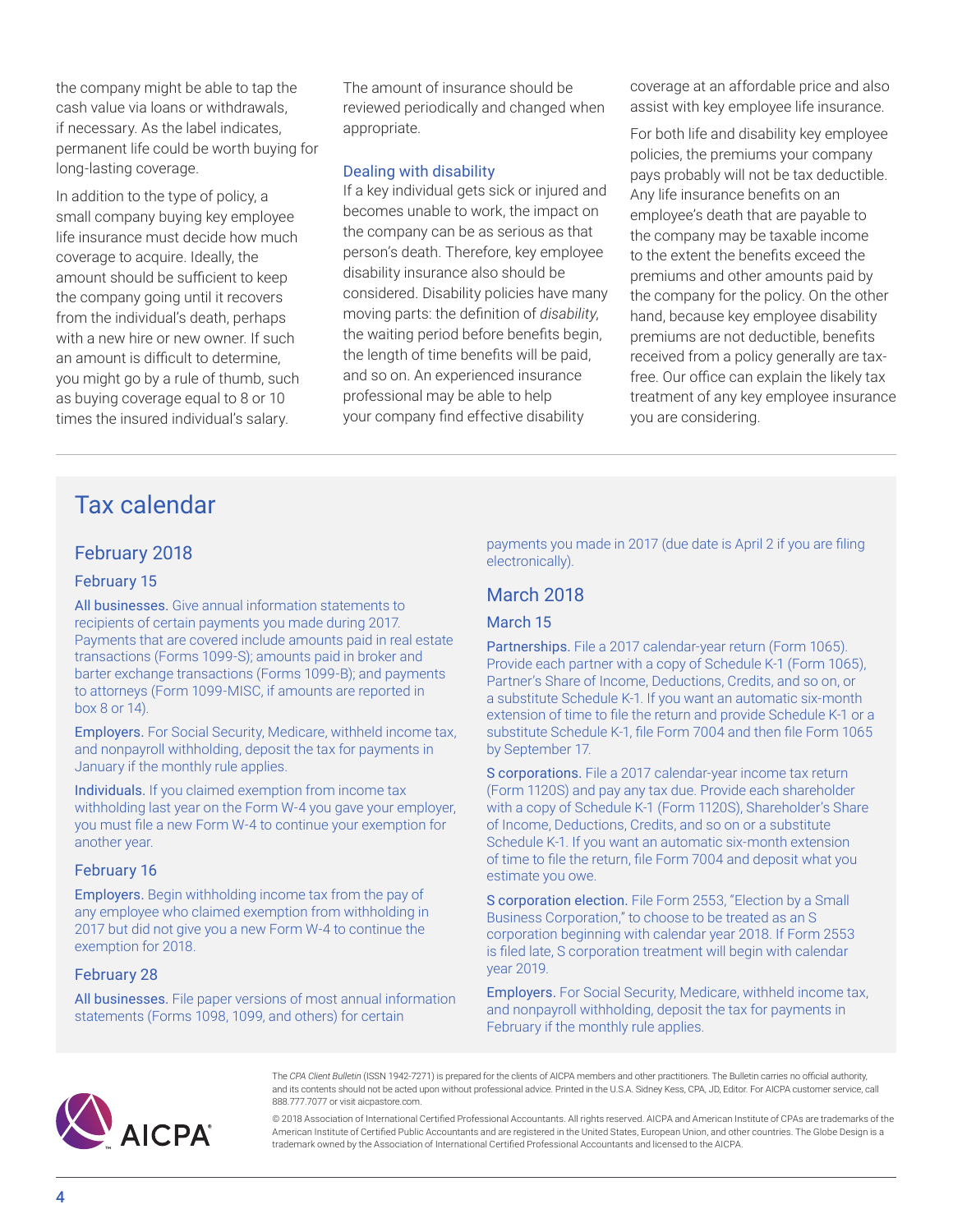the company might be able to tap the cash value via loans or withdrawals, if necessary. As the label indicates, permanent life could be worth buying for long-lasting coverage.

In addition to the type of policy, a small company buying key employee life insurance must decide how much coverage to acquire. Ideally, the amount should be sufficient to keep the company going until it recovers from the individual's death, perhaps with a new hire or new owner. If such an amount is difficult to determine, you might go by a rule of thumb, such as buying coverage equal to 8 or 10 times the insured individual's salary.

The amount of insurance should be reviewed periodically and changed when appropriate.

### Dealing with disability

If a key individual gets sick or injured and becomes unable to work, the impact on the company can be as serious as that person's death. Therefore, key employee disability insurance also should be considered. Disability policies have many moving parts: the definition of *disability*, the waiting period before benefits begin, the length of time benefits will be paid, and so on. An experienced insurance professional may be able to help your company find effective disability coverage at an affordable price and also assist with key employee life insurance.

For both life and disability key employee policies, the premiums your company pays probably will not be tax deductible. Any life insurance benefits on an employee's death that are payable to the company may be taxable income to the extent the benefits exceed the premiums and other amounts paid by the company for the policy. On the other hand, because key employee disability premiums are not deductible, benefits received from a policy generally are tax-free. Our office can explain the likely tax treatment of any key employee insurance you are considering.

# Tax calendar

## February 2018

### February 15

**All businesses.** Give annual information statements to recipients of certain payments you made during 2017. Payments that are covered include amounts paid in real estate transactions (Forms 1099-S); amounts paid in broker and barter exchange transactions (Forms 1099-B); and payments to attorneys (Form 1099-MISC, if amounts are reported in box 8 or 14).

**Employers.** For Social Security, Medicare, withheld income tax, and nonpayroll withholding, deposit the tax for payments in January if the monthly rule applies.

**Individuals.** If you claimed exemption from income tax withholding last year on the Form W-4 you gave your employer, you must file a new Form W-4 to continue your exemption for another year.

### February 16

**Employers.** Begin withholding income tax from the pay of any employee who claimed exemption from withholding in 2017 but did not give you a new Form W-4 to continue the exemption for 2018.

### February 28

**All businesses.** File paper versions of most annual information statements (Forms 1098, 1099, and others) for certain payments you made in 2017 (due date is April 2 if you are filing electronically).

## March 2018

### March 15

**Partnerships.** File a 2017 calendar-year return (Form 1065). Provide each partner with a copy of Schedule K-1 (Form 1065), Partner's Share of Income, Deductions, Credits, and so on, or a substitute Schedule K-1. If you want an automatic six-month extension of time to file the return and provide Schedule K-1 or a substitute Schedule K-1, file Form 7004 and then file Form 1065 by September 17.

**S corporations.** File a 2017 calendar-year income tax return (Form 1120S) and pay any tax due. Provide each shareholder with a copy of Schedule K-1 (Form 1120S), Shareholder's Share of Income, Deductions, Credits, and so on or a substitute Schedule K-1. If you want an automatic six-month extension of time to file the return, file Form 7004 and deposit what you estimate you owe.

**S corporation election.** File Form 2553, "Election by a Small Business Corporation," to choose to be treated as an S corporation beginning with calendar year 2018. If Form 2553 is filed late, S corporation treatment will begin with calendar year 2019.

**Employers.** For Social Security, Medicare, withheld income tax, and nonpayroll withholding, deposit the tax for payments in February if the monthly rule applies.

---

The *CPA Client Bulletin* (ISSN 1942-7271) is prepared for the clients of AICPA members and other practitioners. The Bulletin carries no official authority, and its contents should not be acted upon without professional advice. Printed in the U.S.A. Sidney Kess, CPA, JD, Editor. For AICPA customer service, call 888.777.7077 or visit aicpastore.com.

© 2018 Association of International Certified Professional Accountants. All rights reserved. AICPA and American Institute of CPAs are trademarks of the American Institute of Certified Public Accountants and are registered in the United States, European Union, and other countries. The Globe Design is a trademark owned by the Association of International Certified Professional Accountants and licensed to the AICPA.

AICPA